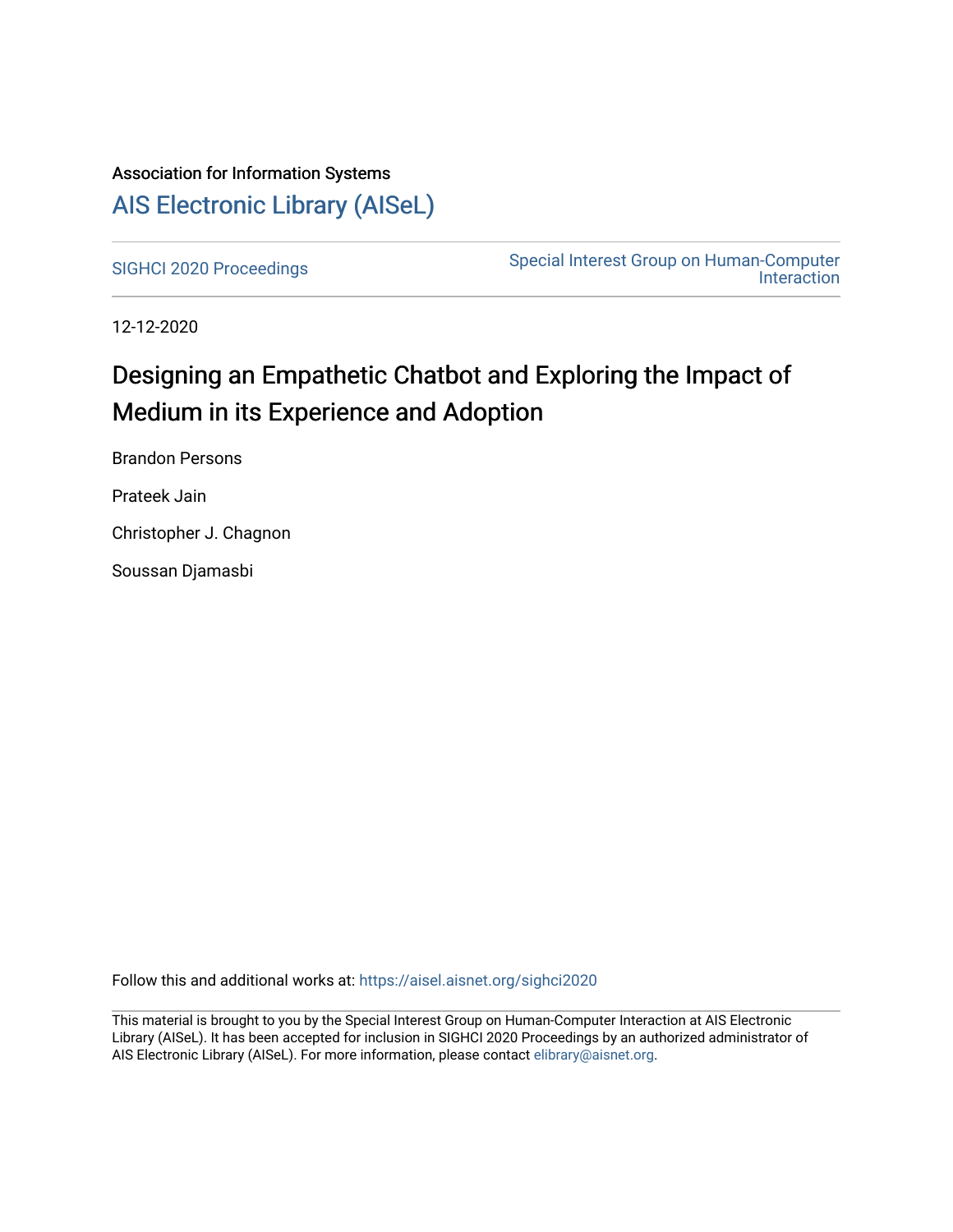Association for Information Systems

# AIS Electronic Library (AISeL)

SIGHCI 2020 Proceedings

Special Interest Group on Human-Computer Interaction

12-12-2020

## Designing an Empathetic Chatbot and Exploring the Impact of Medium in its Experience and Adoption

Brandon Persons

Prateek Jain

Christopher J. Chagnon

Soussan Djamasbi

Follow this and additional works at: https://aisel.aisnet.org/sighci2020

This material is brought to you by the Special Interest Group on Human-Computer Interaction at AIS Electronic Library (AISeL). It has been accepted for inclusion in SIGHCI 2020 Proceedings by an authorized administrator of AIS Electronic Library (AISeL). For more information, please contact elibrary@aisnet.org.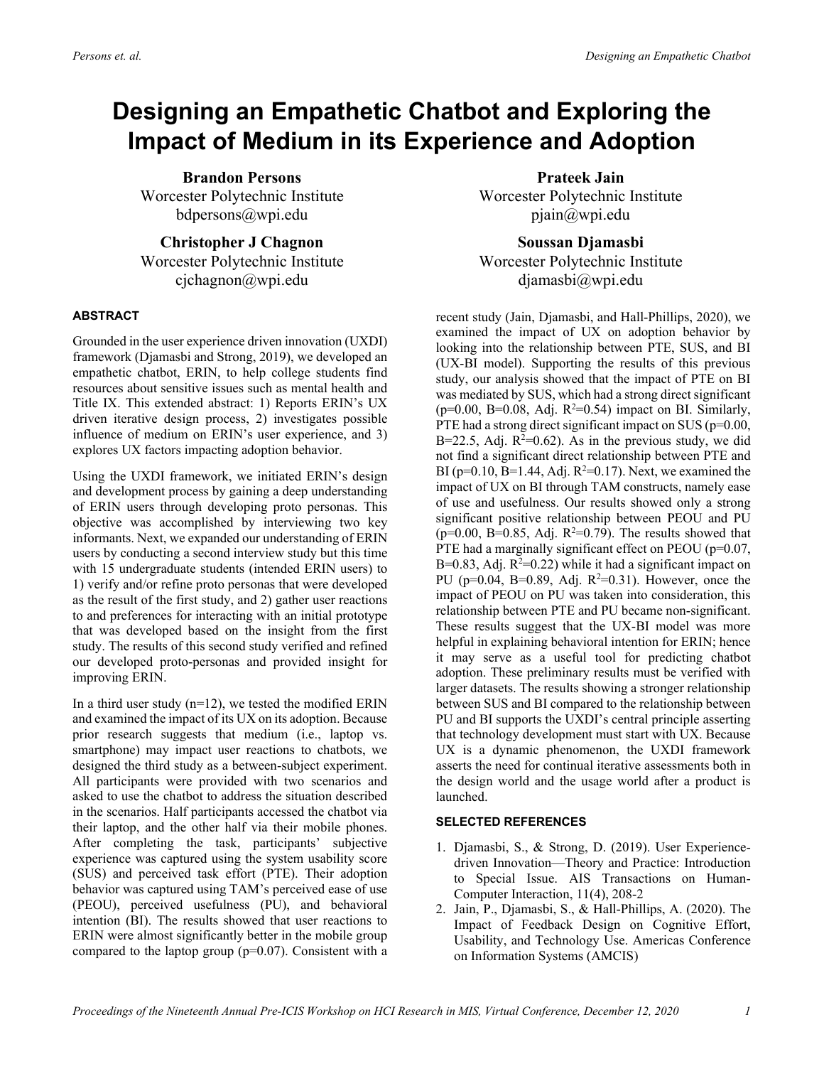# Designing an Empathetic Chatbot and Exploring the Impact of Medium in its Experience and Adoption

**Brandon Persons**
Worcester Polytechnic Institute
bdpersons@wpi.edu

**Prateek Jain**
Worcester Polytechnic Institute
pjain@wpi.edu

**Christopher J Chagnon**
Worcester Polytechnic Institute
cjchagnon@wpi.edu

**Soussan Djamasbi**
Worcester Polytechnic Institute
djamasbi@wpi.edu

## ABSTRACT

Grounded in the user experience driven innovation (UXDI) framework (Djamasbi and Strong, 2019), we developed an empathetic chatbot, ERIN, to help college students find resources about sensitive issues such as mental health and Title IX. This extended abstract: 1) Reports ERIN's UX driven iterative design process, 2) investigates possible influence of medium on ERIN's user experience, and 3) explores UX factors impacting adoption behavior.

Using the UXDI framework, we initiated ERIN's design and development process by gaining a deep understanding of ERIN users through developing proto personas. This objective was accomplished by interviewing two key informants. Next, we expanded our understanding of ERIN users by conducting a second interview study but this time with 15 undergraduate students (intended ERIN users) to 1) verify and/or refine proto personas that were developed as the result of the first study, and 2) gather user reactions to and preferences for interacting with an initial prototype that was developed based on the insight from the first study. The results of this second study verified and refined our developed proto-personas and provided insight for improving ERIN.

In a third user study (n=12), we tested the modified ERIN and examined the impact of its UX on its adoption. Because prior research suggests that medium (i.e., laptop vs. smartphone) may impact user reactions to chatbots, we designed the third study as a between-subject experiment. All participants were provided with two scenarios and asked to use the chatbot to address the situation described in the scenarios. Half participants accessed the chatbot via their laptop, and the other half via their mobile phones. After completing the task, participants' subjective experience was captured using the system usability score (SUS) and perceived task effort (PTE). Their adoption behavior was captured using TAM's perceived ease of use (PEOU), perceived usefulness (PU), and behavioral intention (BI). The results showed that user reactions to ERIN were almost significantly better in the mobile group compared to the laptop group (p=0.07). Consistent with a recent study (Jain, Djamasbi, and Hall-Phillips, 2020), we examined the impact of UX on adoption behavior by looking into the relationship between PTE, SUS, and BI (UX-BI model). Supporting the results of this previous study, our analysis showed that the impact of PTE on BI was mediated by SUS, which had a strong direct significant (p=0.00, B=0.08, Adj. $R^2$=0.54) impact on BI. Similarly, PTE had a strong direct significant impact on SUS (p=0.00, B=22.5, Adj. $R^2$=0.62). As in the previous study, we did not find a significant direct relationship between PTE and BI (p=0.10, B=1.44, Adj. $R^2$=0.17). Next, we examined the impact of UX on BI through TAM constructs, namely ease of use and usefulness. Our results showed only a strong significant positive relationship between PEOU and PU (p=0.00, B=0.85, Adj. $R^2$=0.79). The results showed that PTE had a marginally significant effect on PEOU (p=0.07, B=0.83, Adj. $R^2$=0.22) while it had a significant impact on PU (p=0.04, B=0.89, Adj. $R^2$=0.31). However, once the impact of PEOU on PU was taken into consideration, this relationship between PTE and PU became non-significant. These results suggest that the UX-BI model was more helpful in explaining behavioral intention for ERIN; hence it may serve as a useful tool for predicting chatbot adoption. These preliminary results must be verified with larger datasets. The results showing a stronger relationship between SUS and BI compared to the relationship between PU and BI supports the UXDI's central principle asserting that technology development must start with UX. Because UX is a dynamic phenomenon, the UXDI framework asserts the need for continual iterative assessments both in the design world and the usage world after a product is launched.

## SELECTED REFERENCES

1. Djamasbi, S., & Strong, D. (2019). User Experience-driven Innovation—Theory and Practice: Introduction to Special Issue. AIS Transactions on Human-Computer Interaction, 11(4), 208-2
2. Jain, P., Djamasbi, S., & Hall-Phillips, A. (2020). The Impact of Feedback Design on Cognitive Effort, Usability, and Technology Use. Americas Conference on Information Systems (AMCIS)